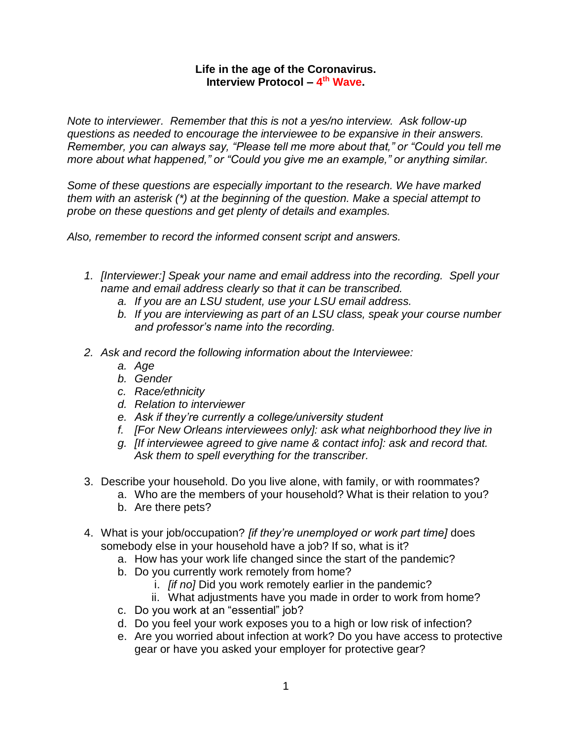**Life in the age of the Coronavirus.**
**Interview Protocol – 4th Wave.**

*Note to interviewer. Remember that this is not a yes/no interview. Ask follow-up questions as needed to encourage the interviewee to be expansive in their answers. Remember, you can always say, "Please tell me more about that," or "Could you tell me more about what happened," or "Could you give me an example," or anything similar.*

*Some of these questions are especially important to the research. We have marked them with an asterisk (*) at the beginning of the question. Make a special attempt to probe on these questions and get plenty of details and examples.*

*Also, remember to record the informed consent script and answers.*

1. *[Interviewer:] Speak your name and email address into the recording. Spell your name and email address clearly so that it can be transcribed.*
    a. *If you are an LSU student, use your LSU email address.*
    b. *If you are interviewing as part of an LSU class, speak your course number and professor's name into the recording.*
2. *Ask and record the following information about the Interviewee:*
    a. *Age*
    b. *Gender*
    c. *Race/ethnicity*
    d. *Relation to interviewer*
    e. *Ask if they're currently a college/university student*
    f. *[For New Orleans interviewees only]: ask what neighborhood they live in*
    g. *[If interviewee agreed to give name & contact info]: ask and record that. Ask them to spell everything for the transcriber.*
3. Describe your household. Do you live alone, with family, or with roommates?
    a. Who are the members of your household? What is their relation to you?
    b. Are there pets?
4. What is your job/occupation? *[if they're unemployed or work part time]* does somebody else in your household have a job? If so, what is it?
    a. How has your work life changed since the start of the pandemic?
    b. Do you currently work remotely from home?
        i. *[if no]* Did you work remotely earlier in the pandemic?
        ii. What adjustments have you made in order to work from home?
    c. Do you work at an "essential" job?
    d. Do you feel your work exposes you to a high or low risk of infection?
    e. Are you worried about infection at work? Do you have access to protective gear or have you asked your employer for protective gear?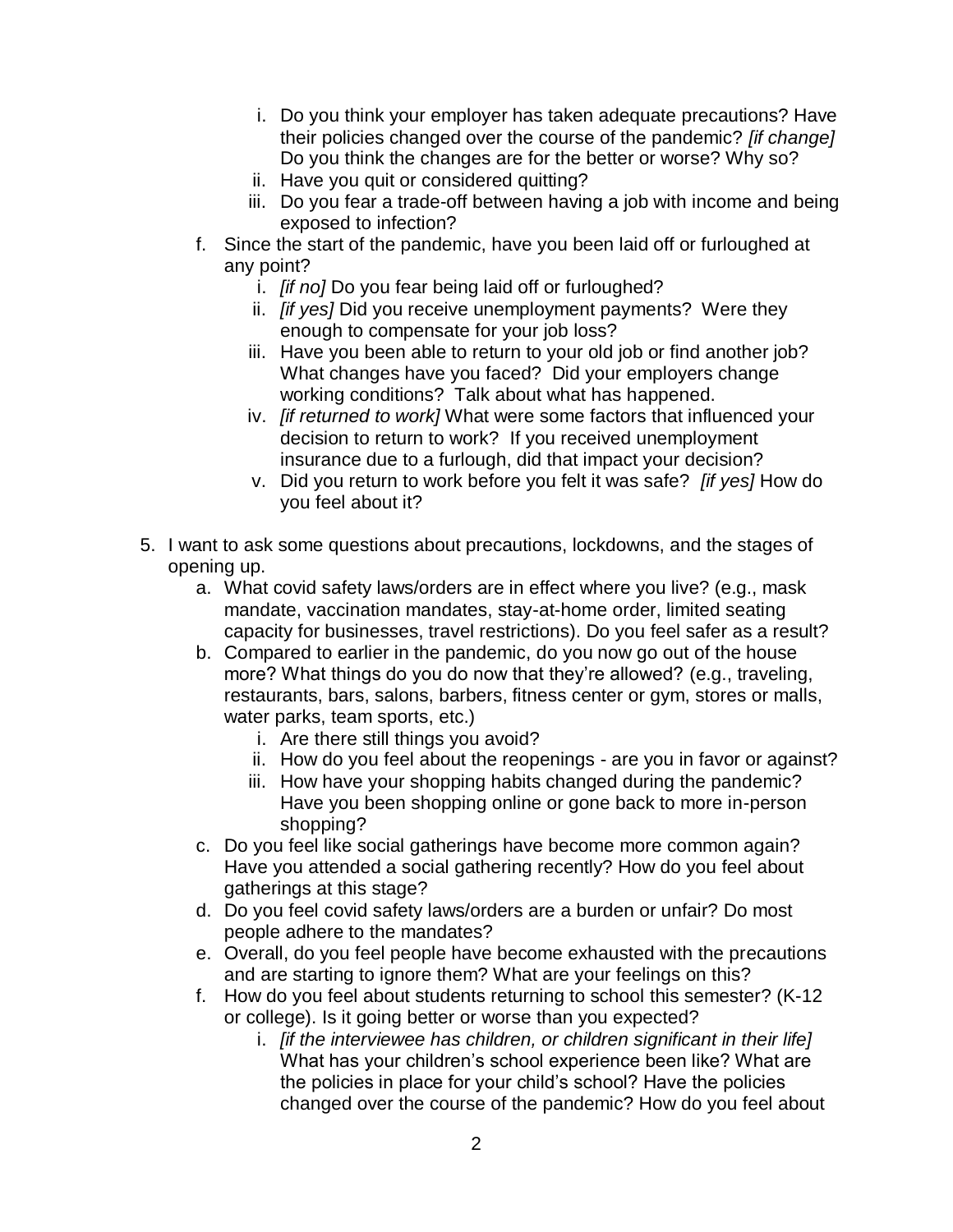i. Do you think your employer has taken adequate precautions? Have their policies changed over the course of the pandemic? *[if change]* Do you think the changes are for the better or worse? Why so?
   ii. Have you quit or considered quitting?
   iii. Do you fear a trade-off between having a job with income and being exposed to infection?

f. Since the start of the pandemic, have you been laid off or furloughed at any point?
   i. *[if no]* Do you fear being laid off or furloughed?
   ii. *[if yes]* Did you receive unemployment payments? Were they enough to compensate for your job loss?
   iii. Have you been able to return to your old job or find another job? What changes have you faced? Did your employers change working conditions? Talk about what has happened.
   iv. *[if returned to work]* What were some factors that influenced your decision to return to work? If you received unemployment insurance due to a furlough, did that impact your decision?
   v. Did you return to work before you felt it was safe? *[if yes]* How do you feel about it?

5. I want to ask some questions about precautions, lockdowns, and the stages of opening up.
   a. What covid safety laws/orders are in effect where you live? (e.g., mask mandate, vaccination mandates, stay-at-home order, limited seating capacity for businesses, travel restrictions). Do you feel safer as a result?
   b. Compared to earlier in the pandemic, do you now go out of the house more? What things do you do now that they're allowed? (e.g., traveling, restaurants, bars, salons, barbers, fitness center or gym, stores or malls, water parks, team sports, etc.)
      i. Are there still things you avoid?
      ii. How do you feel about the reopenings - are you in favor or against?
      iii. How have your shopping habits changed during the pandemic? Have you been shopping online or gone back to more in-person shopping?
   c. Do you feel like social gatherings have become more common again? Have you attended a social gathering recently? How do you feel about gatherings at this stage?
   d. Do you feel covid safety laws/orders are a burden or unfair? Do most people adhere to the mandates?
   e. Overall, do you feel people have become exhausted with the precautions and are starting to ignore them? What are your feelings on this?
   f. How do you feel about students returning to school this semester? (K-12 or college). Is it going better or worse than you expected?
      i. *[if the interviewee has children, or children significant in their life]* What has your children's school experience been like? What are the policies in place for your child's school? Have the policies changed over the course of the pandemic? How do you feel about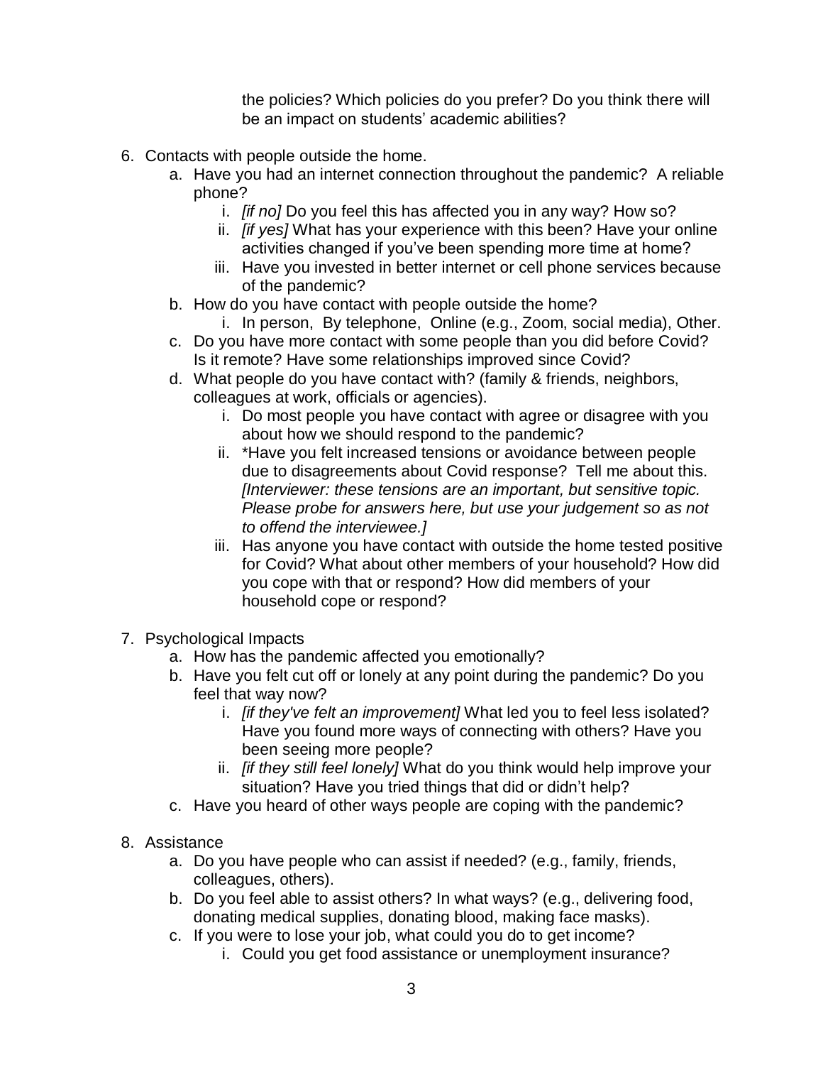the policies? Which policies do you prefer? Do you think there will be an impact on students' academic abilities?

6. Contacts with people outside the home.
   a. Have you had an internet connection throughout the pandemic? A reliable phone?
      i. *[if no]* Do you feel this has affected you in any way? How so?
      ii. *[if yes]* What has your experience with this been? Have your online activities changed if you've been spending more time at home?
      iii. Have you invested in better internet or cell phone services because of the pandemic?
   b. How do you have contact with people outside the home?
      i. In person, By telephone, Online (e.g., Zoom, social media), Other.
   c. Do you have more contact with some people than you did before Covid? Is it remote? Have some relationships improved since Covid?
   d. What people do you have contact with? (family & friends, neighbors, colleagues at work, officials or agencies).
      i. Do most people you have contact with agree or disagree with you about how we should respond to the pandemic?
      ii. *Have you felt increased tensions or avoidance between people due to disagreements about Covid response? Tell me about this. *[Interviewer: these tensions are an important, but sensitive topic. Please probe for answers here, but use your judgement so as not to offend the interviewee.]*
      iii. Has anyone you have contact with outside the home tested positive for Covid? What about other members of your household? How did you cope with that or respond? How did members of your household cope or respond?

7. Psychological Impacts
   a. How has the pandemic affected you emotionally?
   b. Have you felt cut off or lonely at any point during the pandemic? Do you feel that way now?
      i. *[if they've felt an improvement]* What led you to feel less isolated? Have you found more ways of connecting with others? Have you been seeing more people?
      ii. *[if they still feel lonely]* What do you think would help improve your situation? Have you tried things that did or didn't help?
   c. Have you heard of other ways people are coping with the pandemic?

8. Assistance
   a. Do you have people who can assist if needed? (e.g., family, friends, colleagues, others).
   b. Do you feel able to assist others? In what ways? (e.g., delivering food, donating medical supplies, donating blood, making face masks).
   c. If you were to lose your job, what could you do to get income?
      i. Could you get food assistance or unemployment insurance?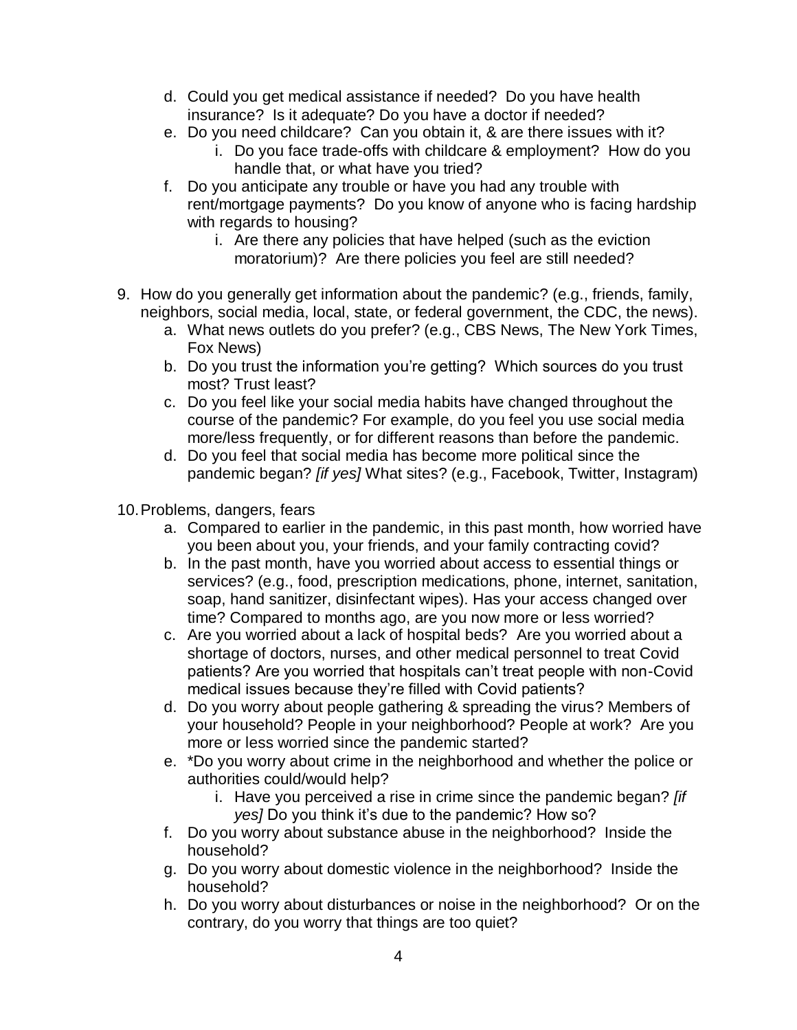d. Could you get medical assistance if needed? Do you have health insurance? Is it adequate? Do you have a doctor if needed?
   e. Do you need childcare? Can you obtain it, & are there issues with it?
      i. Do you face trade-offs with childcare & employment? How do you handle that, or what have you tried?
   f. Do you anticipate any trouble or have you had any trouble with rent/mortgage payments? Do you know of anyone who is facing hardship with regards to housing?
      i. Are there any policies that have helped (such as the eviction moratorium)? Are there policies you feel are still needed?

9. How do you generally get information about the pandemic? (e.g., friends, family, neighbors, social media, local, state, or federal government, the CDC, the news).
   a. What news outlets do you prefer? (e.g., CBS News, The New York Times, Fox News)
   b. Do you trust the information you're getting? Which sources do you trust most? Trust least?
   c. Do you feel like your social media habits have changed throughout the course of the pandemic? For example, do you feel you use social media more/less frequently, or for different reasons than before the pandemic.
   d. Do you feel that social media has become more political since the pandemic began? *[if yes]* What sites? (e.g., Facebook, Twitter, Instagram)

10. Problems, dangers, fears
    a. Compared to earlier in the pandemic, in this past month, how worried have you been about you, your friends, and your family contracting covid?
    b. In the past month, have you worried about access to essential things or services? (e.g., food, prescription medications, phone, internet, sanitation, soap, hand sanitizer, disinfectant wipes). Has your access changed over time? Compared to months ago, are you now more or less worried?
    c. Are you worried about a lack of hospital beds? Are you worried about a shortage of doctors, nurses, and other medical personnel to treat Covid patients? Are you worried that hospitals can't treat people with non-Covid medical issues because they're filled with Covid patients?
    d. Do you worry about people gathering & spreading the virus? Members of your household? People in your neighborhood? People at work? Are you more or less worried since the pandemic started?
    e. *Do you worry about crime in the neighborhood and whether the police or authorities could/would help?
       i. Have you perceived a rise in crime since the pandemic began? *[if yes]* Do you think it's due to the pandemic? How so?
    f. Do you worry about substance abuse in the neighborhood? Inside the household?
    g. Do you worry about domestic violence in the neighborhood? Inside the household?
    h. Do you worry about disturbances or noise in the neighborhood? Or on the contrary, do you worry that things are too quiet?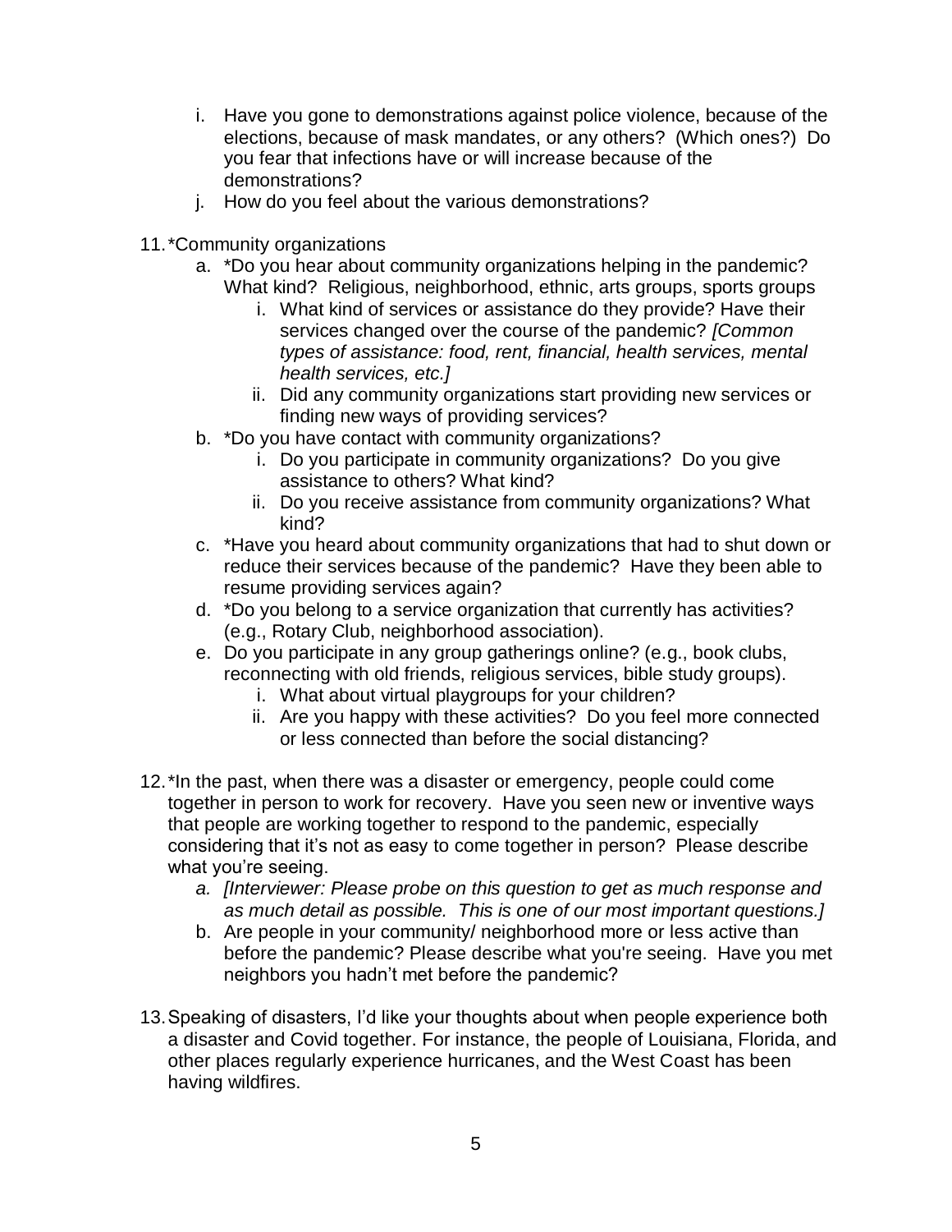i. Have you gone to demonstrations against police violence, because of the elections, because of mask mandates, or any others? (Which ones?) Do you fear that infections have or will increase because of the demonstrations?
   j. How do you feel about the various demonstrations?

11. *Community organizations
    a. *Do you hear about community organizations helping in the pandemic? What kind? Religious, neighborhood, ethnic, arts groups, sports groups
       i. What kind of services or assistance do they provide? Have their services changed over the course of the pandemic? *[Common types of assistance: food, rent, financial, health services, mental health services, etc.]*
       ii. Did any community organizations start providing new services or finding new ways of providing services?
    b. *Do you have contact with community organizations?
       i. Do you participate in community organizations? Do you give assistance to others? What kind?
       ii. Do you receive assistance from community organizations? What kind?
    c. *Have you heard about community organizations that had to shut down or reduce their services because of the pandemic? Have they been able to resume providing services again?
    d. *Do you belong to a service organization that currently has activities? (e.g., Rotary Club, neighborhood association).
    e. Do you participate in any group gatherings online? (e.g., book clubs, reconnecting with old friends, religious services, bible study groups).
       i. What about virtual playgroups for your children?
       ii. Are you happy with these activities? Do you feel more connected or less connected than before the social distancing?

12. *In the past, when there was a disaster or emergency, people could come together in person to work for recovery. Have you seen new or inventive ways that people are working together to respond to the pandemic, especially considering that it's not as easy to come together in person? Please describe what you're seeing.
    a. *[Interviewer: Please probe on this question to get as much response and as much detail as possible. This is one of our most important questions.]*
    b. Are people in your community/ neighborhood more or less active than before the pandemic? Please describe what you're seeing. Have you met neighbors you hadn't met before the pandemic?

13. Speaking of disasters, I'd like your thoughts about when people experience both a disaster and Covid together. For instance, the people of Louisiana, Florida, and other places regularly experience hurricanes, and the West Coast has been having wildfires.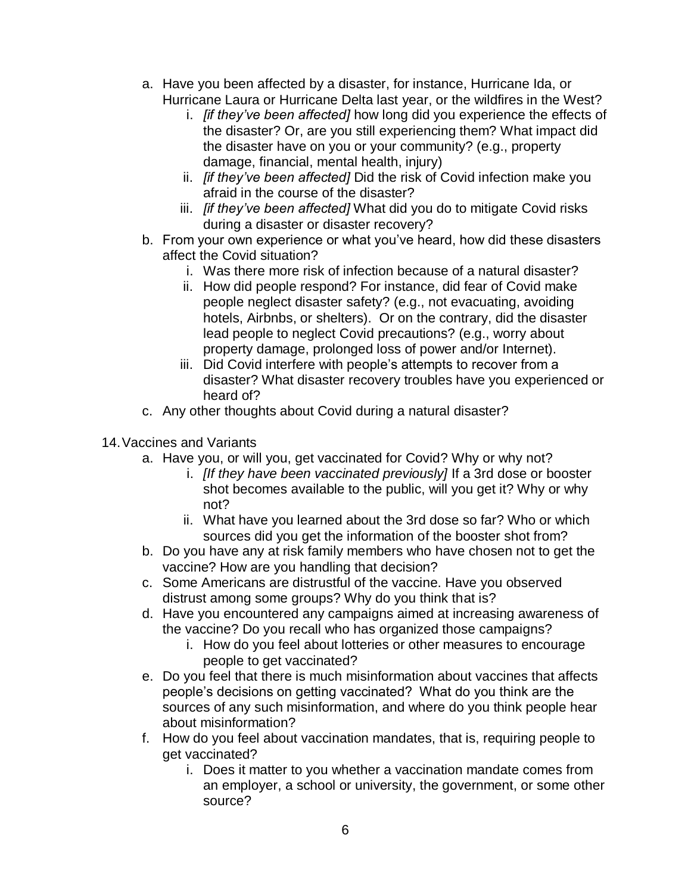a. Have you been affected by a disaster, for instance, Hurricane Ida, or Hurricane Laura or Hurricane Delta last year, or the wildfires in the West?
    i. *[if they've been affected]* how long did you experience the effects of the disaster? Or, are you still experiencing them? What impact did the disaster have on you or your community? (e.g., property damage, financial, mental health, injury)
    ii. *[if they've been affected]* Did the risk of Covid infection make you afraid in the course of the disaster?
    iii. *[if they've been affected]* What did you do to mitigate Covid risks during a disaster or disaster recovery?

b. From your own experience or what you've heard, how did these disasters affect the Covid situation?
    i. Was there more risk of infection because of a natural disaster?
    ii. How did people respond? For instance, did fear of Covid make people neglect disaster safety? (e.g., not evacuating, avoiding hotels, Airbnbs, or shelters). Or on the contrary, did the disaster lead people to neglect Covid precautions? (e.g., worry about property damage, prolonged loss of power and/or Internet).
    iii. Did Covid interfere with people's attempts to recover from a disaster? What disaster recovery troubles have you experienced or heard of?

c. Any other thoughts about Covid during a natural disaster?

14. Vaccines and Variants
    a. Have you, or will you, get vaccinated for Covid? Why or why not?
        i. *[If they have been vaccinated previously]* If a 3rd dose or booster shot becomes available to the public, will you get it? Why or why not?
        ii. What have you learned about the 3rd dose so far? Who or which sources did you get the information of the booster shot from?
    b. Do you have any at risk family members who have chosen not to get the vaccine? How are you handling that decision?
    c. Some Americans are distrustful of the vaccine. Have you observed distrust among some groups? Why do you think that is?
    d. Have you encountered any campaigns aimed at increasing awareness of the vaccine? Do you recall who has organized those campaigns?
        i. How do you feel about lotteries or other measures to encourage people to get vaccinated?
    e. Do you feel that there is much misinformation about vaccines that affects people's decisions on getting vaccinated? What do you think are the sources of any such misinformation, and where do you think people hear about misinformation?
    f. How do you feel about vaccination mandates, that is, requiring people to get vaccinated?
        i. Does it matter to you whether a vaccination mandate comes from an employer, a school or university, the government, or some other source?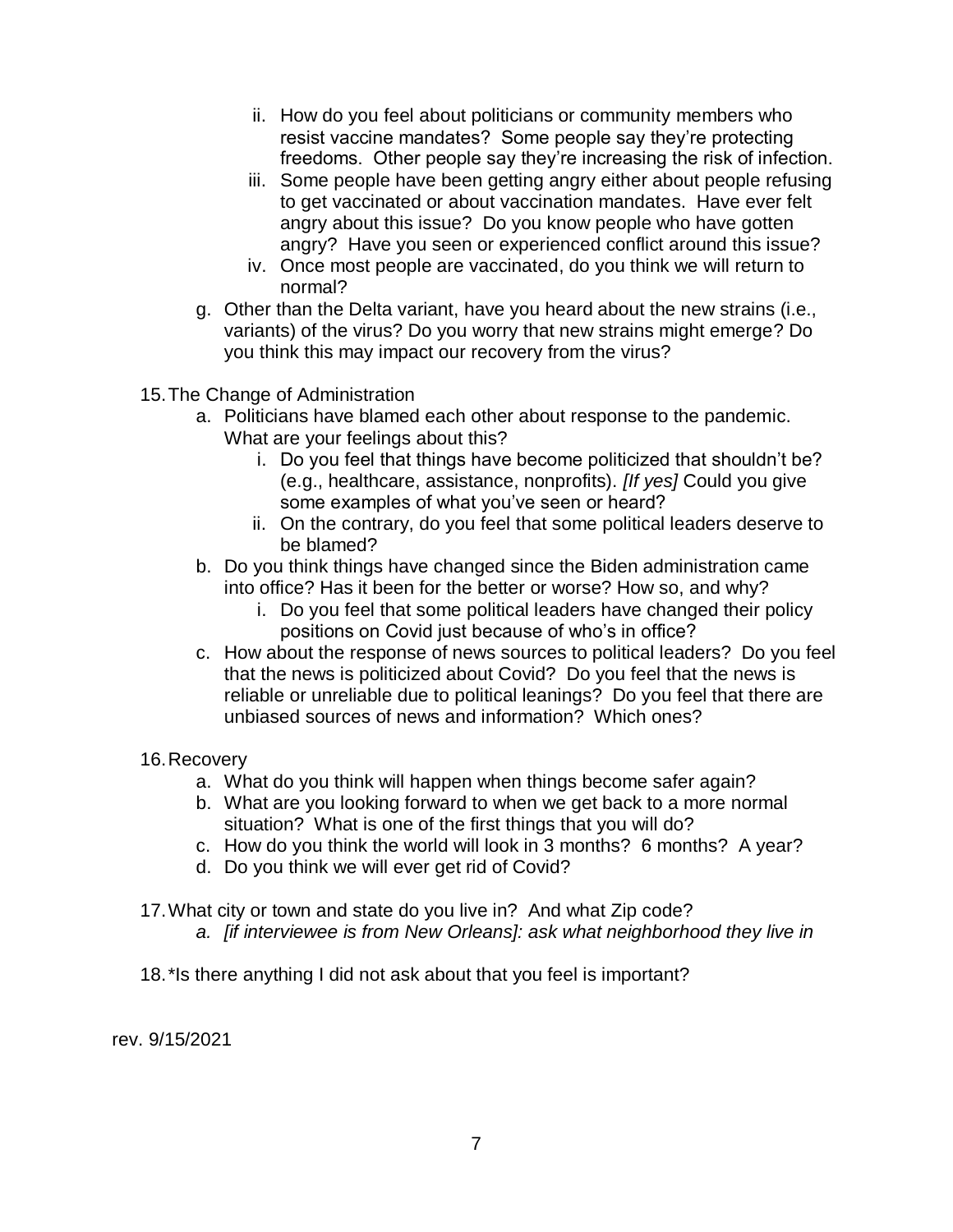ii. How do you feel about politicians or community members who resist vaccine mandates? Some people say they're protecting freedoms. Other people say they're increasing the risk of infection.
   iii. Some people have been getting angry either about people refusing to get vaccinated or about vaccination mandates. Have ever felt angry about this issue? Do you know people who have gotten angry? Have you seen or experienced conflict around this issue?
   iv. Once most people are vaccinated, do you think we will return to normal?

g. Other than the Delta variant, have you heard about the new strains (i.e., variants) of the virus? Do you worry that new strains might emerge? Do you think this may impact our recovery from the virus?

15. The Change of Administration
   a. Politicians have blamed each other about response to the pandemic. What are your feelings about this?
      i. Do you feel that things have become politicized that shouldn't be? (e.g., healthcare, assistance, nonprofits). *[If yes]* Could you give some examples of what you've seen or heard?
      ii. On the contrary, do you feel that some political leaders deserve to be blamed?
   b. Do you think things have changed since the Biden administration came into office? Has it been for the better or worse? How so, and why?
      i. Do you feel that some political leaders have changed their policy positions on Covid just because of who's in office?
   c. How about the response of news sources to political leaders? Do you feel that the news is politicized about Covid? Do you feel that the news is reliable or unreliable due to political leanings? Do you feel that there are unbiased sources of news and information? Which ones?

16. Recovery
   a. What do you think will happen when things become safer again?
   b. What are you looking forward to when we get back to a more normal situation? What is one of the first things that you will do?
   c. How do you think the world will look in 3 months? 6 months? A year?
   d. Do you think we will ever get rid of Covid?

17. What city or town and state do you live in? And what Zip code?
   a. *[if interviewee is from New Orleans]: ask what neighborhood they live in*

18. *Is there anything I did not ask about that you feel is important?

rev. 9/15/2021